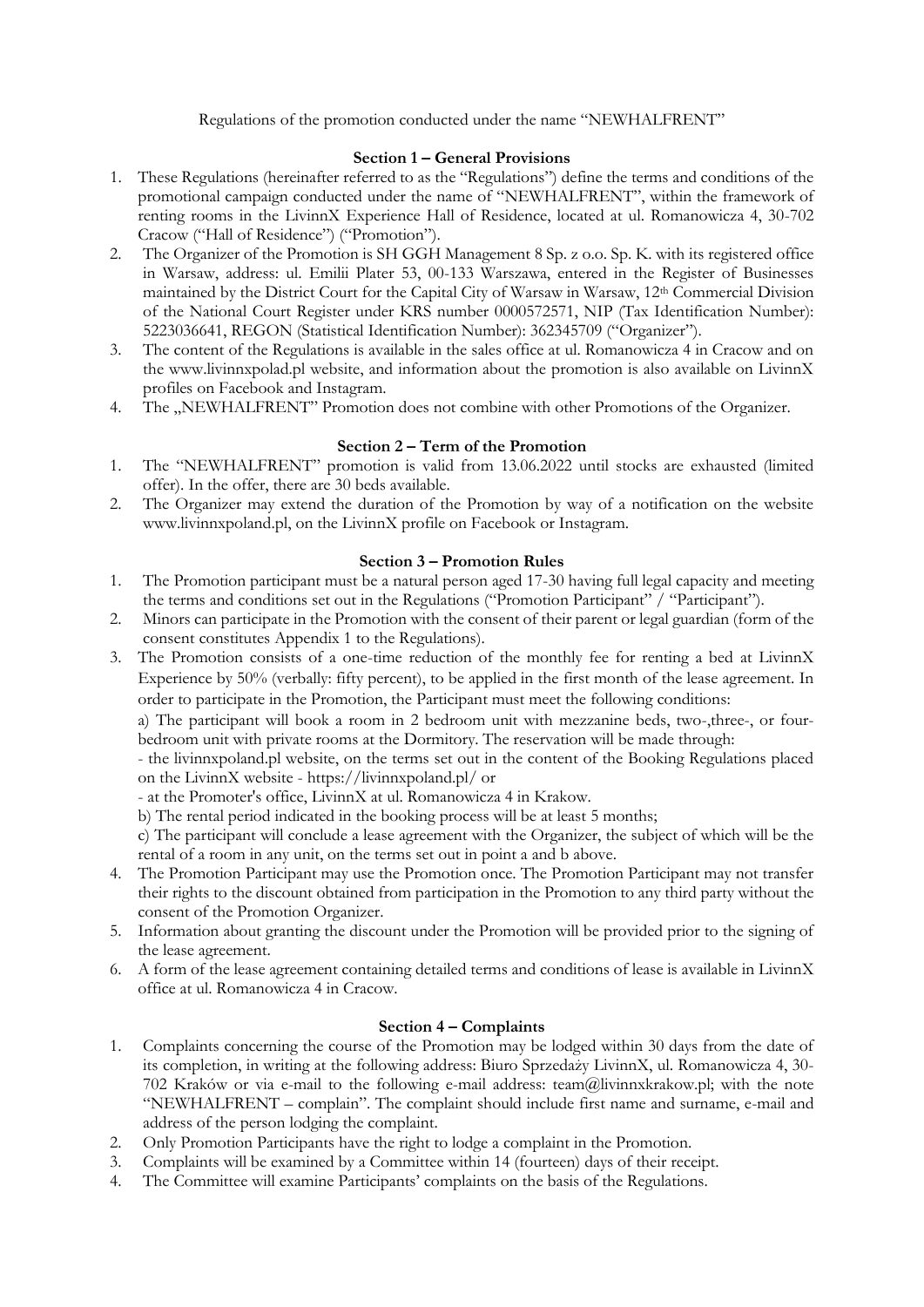Regulations of the promotion conducted under the name "NEWHALFRENT"

## Section 1 – General Provisions

1. These Regulations (hereinafter referred to as the "Regulations") define the terms and conditions of the promotional campaign conducted under the name of "NEWHALFRENT", within the framework of renting rooms in the LivinnX Experience Hall of Residence, located at ul. Romanowicza 4, 30-702 Cracow ("Hall of Residence") ("Promotion").
2. The Organizer of the Promotion is SH GGH Management 8 Sp. z o.o. Sp. K. with its registered office in Warsaw, address: ul. Emilii Plater 53, 00-133 Warszawa, entered in the Register of Businesses maintained by the District Court for the Capital City of Warsaw in Warsaw, 12th Commercial Division of the National Court Register under KRS number 0000572571, NIP (Tax Identification Number): 5223036641, REGON (Statistical Identification Number): 362345709 ("Organizer").
3. The content of the Regulations is available in the sales office at ul. Romanowicza 4 in Cracow and on the www.livinnxpolad.pl website, and information about the promotion is also available on LivinnX profiles on Facebook and Instagram.
4. The „NEWHALFRENT" Promotion does not combine with other Promotions of the Organizer.

## Section 2 – Term of the Promotion

1. The "NEWHALFRENT" promotion is valid from 13.06.2022 until stocks are exhausted (limited offer). In the offer, there are 30 beds available.
2. The Organizer may extend the duration of the Promotion by way of a notification on the website www.livinnxpoland.pl, on the LivinnX profile on Facebook or Instagram.

## Section 3 – Promotion Rules

1. The Promotion participant must be a natural person aged 17-30 having full legal capacity and meeting the terms and conditions set out in the Regulations ("Promotion Participant" / "Participant").
2. Minors can participate in the Promotion with the consent of their parent or legal guardian (form of the consent constitutes Appendix 1 to the Regulations).
3. The Promotion consists of a one-time reduction of the monthly fee for renting a bed at LivinnX Experience by 50% (verbally: fifty percent), to be applied in the first month of the lease agreement. In order to participate in the Promotion, the Participant must meet the following conditions:

   a) The participant will book a room in 2 bedroom unit with mezzanine beds, two-,three-, or four-bedroom unit with private rooms at the Dormitory. The reservation will be made through:

   - the livinnxpoland.pl website, on the terms set out in the content of the Booking Regulations placed on the LivinnX website - https://livinnxpoland.pl/ or
   - at the Promoter's office, LivinnX at ul. Romanowicza 4 in Krakow.

   b) The rental period indicated in the booking process will be at least 5 months;

   c) The participant will conclude a lease agreement with the Organizer, the subject of which will be the rental of a room in any unit, on the terms set out in point a and b above.
4. The Promotion Participant may use the Promotion once. The Promotion Participant may not transfer their rights to the discount obtained from participation in the Promotion to any third party without the consent of the Promotion Organizer.
5. Information about granting the discount under the Promotion will be provided prior to the signing of the lease agreement.
6. A form of the lease agreement containing detailed terms and conditions of lease is available in LivinnX office at ul. Romanowicza 4 in Cracow.

## Section 4 – Complaints

1. Complaints concerning the course of the Promotion may be lodged within 30 days from the date of its completion, in writing at the following address: Biuro Sprzedaży LivinnX, ul. Romanowicza 4, 30-702 Kraków or via e-mail to the following e-mail address: team@livinnxkrakow.pl; with the note "NEWHALFRENT – complain". The complaint should include first name and surname, e-mail and address of the person lodging the complaint.
2. Only Promotion Participants have the right to lodge a complaint in the Promotion.
3. Complaints will be examined by a Committee within 14 (fourteen) days of their receipt.
4. The Committee will examine Participants' complaints on the basis of the Regulations.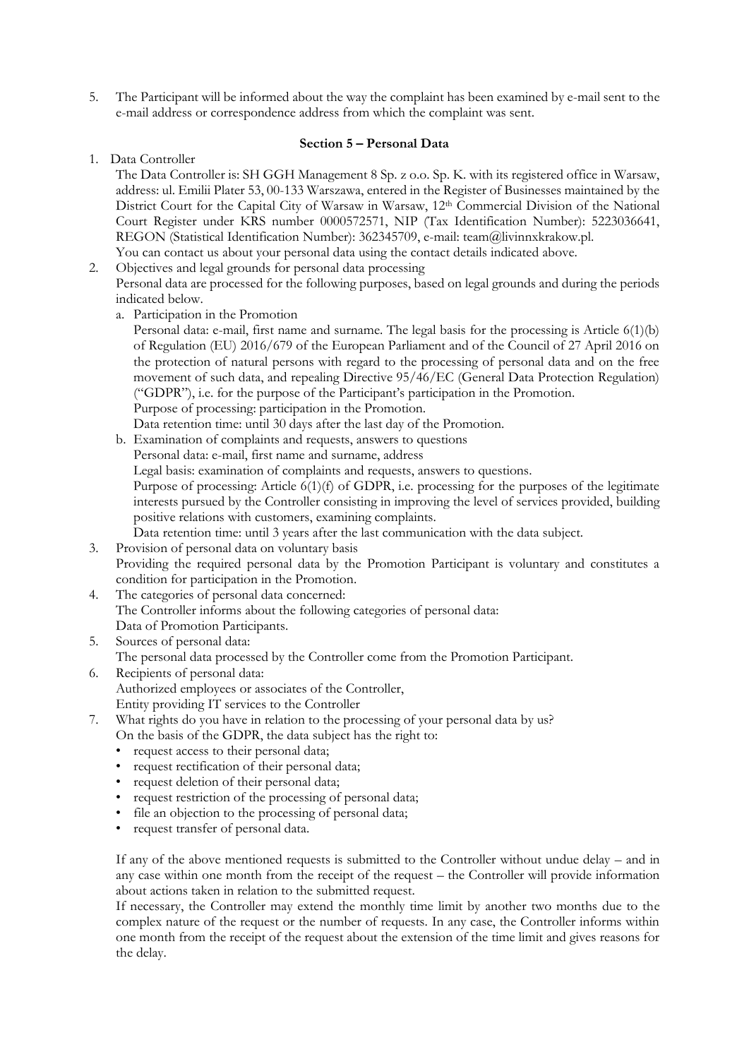5. The Participant will be informed about the way the complaint has been examined by e-mail sent to the e-mail address or correspondence address from which the complaint was sent.

**Section 5 – Personal Data**

1. Data Controller

   The Data Controller is: SH GGH Management 8 Sp. z o.o. Sp. K. with its registered office in Warsaw, address: ul. Emilii Plater 53, 00-133 Warszawa, entered in the Register of Businesses maintained by the District Court for the Capital City of Warsaw in Warsaw, 12th Commercial Division of the National Court Register under KRS number 0000572571, NIP (Tax Identification Number): 5223036641, REGON (Statistical Identification Number): 362345709, e-mail: team@livinnxkrakow.pl.

   You can contact us about your personal data using the contact details indicated above.

2. Objectives and legal grounds for personal data processing

   Personal data are processed for the following purposes, based on legal grounds and during the periods indicated below.

   a. Participation in the Promotion

      Personal data: e-mail, first name and surname. The legal basis for the processing is Article 6(1)(b) of Regulation (EU) 2016/679 of the European Parliament and of the Council of 27 April 2016 on the protection of natural persons with regard to the processing of personal data and on the free movement of such data, and repealing Directive 95/46/EC (General Data Protection Regulation) ("GDPR"), i.e. for the purpose of the Participant's participation in the Promotion.

      Purpose of processing: participation in the Promotion.

      Data retention time: until 30 days after the last day of the Promotion.

   b. Examination of complaints and requests, answers to questions

      Personal data: e-mail, first name and surname, address

      Legal basis: examination of complaints and requests, answers to questions.

      Purpose of processing: Article 6(1)(f) of GDPR, i.e. processing for the purposes of the legitimate interests pursued by the Controller consisting in improving the level of services provided, building positive relations with customers, examining complaints.

      Data retention time: until 3 years after the last communication with the data subject.

3. Provision of personal data on voluntary basis

   Providing the required personal data by the Promotion Participant is voluntary and constitutes a condition for participation in the Promotion.

4. The categories of personal data concerned:

   The Controller informs about the following categories of personal data:

   Data of Promotion Participants.

5. Sources of personal data:

   The personal data processed by the Controller come from the Promotion Participant.

6. Recipients of personal data:

   Authorized employees or associates of the Controller,

   Entity providing IT services to the Controller

7. What rights do you have in relation to the processing of your personal data by us?

   On the basis of the GDPR, the data subject has the right to:

   - request access to their personal data;
   - request rectification of their personal data;
   - request deletion of their personal data;
   - request restriction of the processing of personal data;
   - file an objection to the processing of personal data;
   - request transfer of personal data.

   If any of the above mentioned requests is submitted to the Controller without undue delay – and in any case within one month from the receipt of the request – the Controller will provide information about actions taken in relation to the submitted request.

   If necessary, the Controller may extend the monthly time limit by another two months due to the complex nature of the request or the number of requests. In any case, the Controller informs within one month from the receipt of the request about the extension of the time limit and gives reasons for the delay.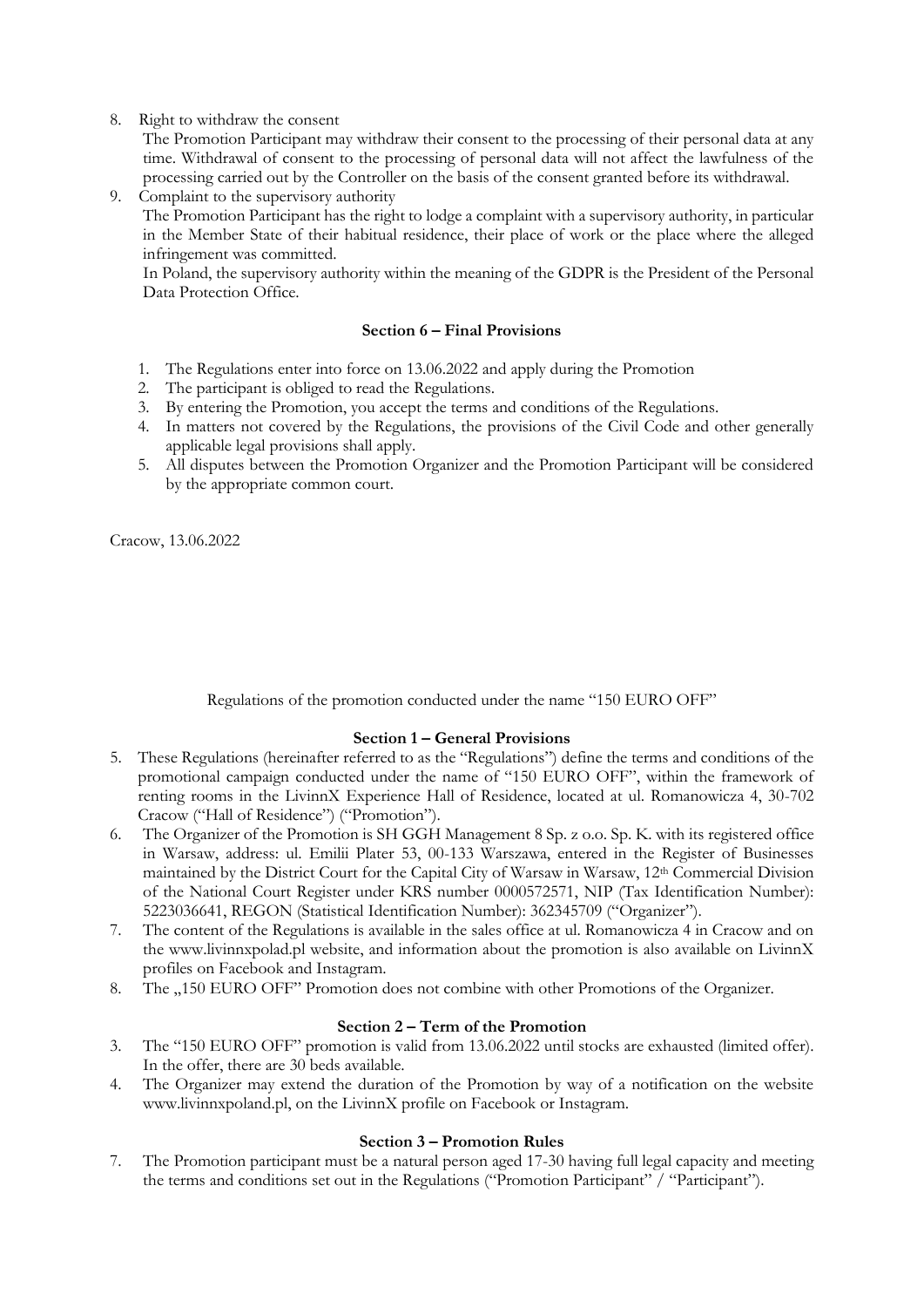8. Right to withdraw the consent

   The Promotion Participant may withdraw their consent to the processing of their personal data at any time. Withdrawal of consent to the processing of personal data will not affect the lawfulness of the processing carried out by the Controller on the basis of the consent granted before its withdrawal.

9. Complaint to the supervisory authority

   The Promotion Participant has the right to lodge a complaint with a supervisory authority, in particular in the Member State of their habitual residence, their place of work or the place where the alleged infringement was committed.

   In Poland, the supervisory authority within the meaning of the GDPR is the President of the Personal Data Protection Office.

**Section 6 – Final Provisions**

1. The Regulations enter into force on 13.06.2022 and apply during the Promotion
2. The participant is obliged to read the Regulations.
3. By entering the Promotion, you accept the terms and conditions of the Regulations.
4. In matters not covered by the Regulations, the provisions of the Civil Code and other generally applicable legal provisions shall apply.
5. All disputes between the Promotion Organizer and the Promotion Participant will be considered by the appropriate common court.

Cracow, 13.06.2022

Regulations of the promotion conducted under the name "150 EURO OFF"

**Section 1 – General Provisions**

5. These Regulations (hereinafter referred to as the "Regulations") define the terms and conditions of the promotional campaign conducted under the name of "150 EURO OFF", within the framework of renting rooms in the LivinnX Experience Hall of Residence, located at ul. Romanowicza 4, 30-702 Cracow ("Hall of Residence") ("Promotion").
6. The Organizer of the Promotion is SH GGH Management 8 Sp. z o.o. Sp. K. with its registered office in Warsaw, address: ul. Emilii Plater 53, 00-133 Warszawa, entered in the Register of Businesses maintained by the District Court for the Capital City of Warsaw in Warsaw, 12th Commercial Division of the National Court Register under KRS number 0000572571, NIP (Tax Identification Number): 5223036641, REGON (Statistical Identification Number): 362345709 ("Organizer").
7. The content of the Regulations is available in the sales office at ul. Romanowicza 4 in Cracow and on the www.livinnxpolad.pl website, and information about the promotion is also available on LivinnX profiles on Facebook and Instagram.
8. The „150 EURO OFF" Promotion does not combine with other Promotions of the Organizer.

**Section 2 – Term of the Promotion**

3. The "150 EURO OFF" promotion is valid from 13.06.2022 until stocks are exhausted (limited offer). In the offer, there are 30 beds available.
4. The Organizer may extend the duration of the Promotion by way of a notification on the website www.livinnxpoland.pl, on the LivinnX profile on Facebook or Instagram.

**Section 3 – Promotion Rules**

7. The Promotion participant must be a natural person aged 17-30 having full legal capacity and meeting the terms and conditions set out in the Regulations ("Promotion Participant" / "Participant").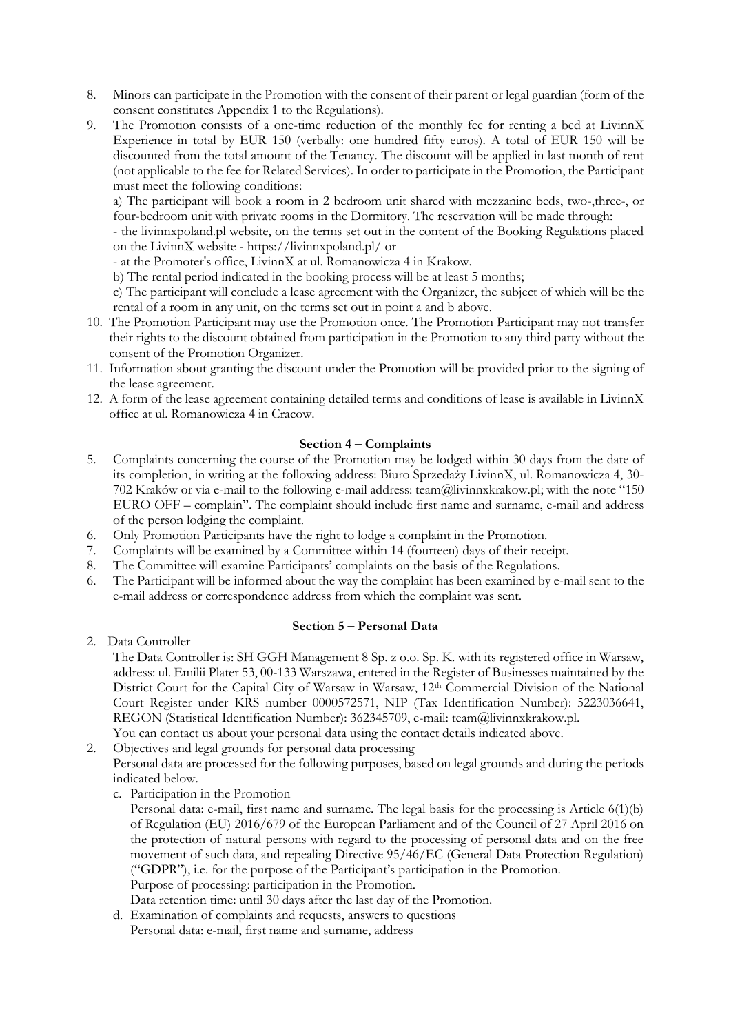8. Minors can participate in the Promotion with the consent of their parent or legal guardian (form of the consent constitutes Appendix 1 to the Regulations).
9. The Promotion consists of a one-time reduction of the monthly fee for renting a bed at LivinnX Experience in total by EUR 150 (verbally: one hundred fifty euros). A total of EUR 150 will be discounted from the total amount of the Tenancy. The discount will be applied in last month of rent (not applicable to the fee for Related Services). In order to participate in the Promotion, the Participant must meet the following conditions:

   a) The participant will book a room in 2 bedroom unit shared with mezzanine beds, two-,three-, or four-bedroom unit with private rooms in the Dormitory. The reservation will be made through:

   - the livinnxpoland.pl website, on the terms set out in the content of the Booking Regulations placed on the LivinnX website - https://livinnxpoland.pl/ or
   - at the Promoter's office, LivinnX at ul. Romanowicza 4 in Krakow.

   b) The rental period indicated in the booking process will be at least 5 months;

   c) The participant will conclude a lease agreement with the Organizer, the subject of which will be the rental of a room in any unit, on the terms set out in point a and b above.
10. The Promotion Participant may use the Promotion once. The Promotion Participant may not transfer their rights to the discount obtained from participation in the Promotion to any third party without the consent of the Promotion Organizer.
11. Information about granting the discount under the Promotion will be provided prior to the signing of the lease agreement.
12. A form of the lease agreement containing detailed terms and conditions of lease is available in LivinnX office at ul. Romanowicza 4 in Cracow.

**Section 4 – Complaints**

5. Complaints concerning the course of the Promotion may be lodged within 30 days from the date of its completion, in writing at the following address: Biuro Sprzedaży LivinnX, ul. Romanowicza 4, 30-702 Kraków or via e-mail to the following e-mail address: team@livinnxkrakow.pl; with the note "150 EURO OFF – complain". The complaint should include first name and surname, e-mail and address of the person lodging the complaint.
6. Only Promotion Participants have the right to lodge a complaint in the Promotion.
7. Complaints will be examined by a Committee within 14 (fourteen) days of their receipt.
8. The Committee will examine Participants' complaints on the basis of the Regulations.
6. The Participant will be informed about the way the complaint has been examined by e-mail sent to the e-mail address or correspondence address from which the complaint was sent.

**Section 5 – Personal Data**

2. Data Controller

   The Data Controller is: SH GGH Management 8 Sp. z o.o. Sp. K. with its registered office in Warsaw, address: ul. Emilii Plater 53, 00-133 Warszawa, entered in the Register of Businesses maintained by the District Court for the Capital City of Warsaw in Warsaw, 12th Commercial Division of the National Court Register under KRS number 0000572571, NIP (Tax Identification Number): 5223036641, REGON (Statistical Identification Number): 362345709, e-mail: team@livinnxkrakow.pl.

   You can contact us about your personal data using the contact details indicated above.
2. Objectives and legal grounds for personal data processing

   Personal data are processed for the following purposes, based on legal grounds and during the periods indicated below.

   c. Participation in the Promotion

      Personal data: e-mail, first name and surname. The legal basis for the processing is Article 6(1)(b) of Regulation (EU) 2016/679 of the European Parliament and of the Council of 27 April 2016 on the protection of natural persons with regard to the processing of personal data and on the free movement of such data, and repealing Directive 95/46/EC (General Data Protection Regulation) ("GDPR"), i.e. for the purpose of the Participant's participation in the Promotion.

      Purpose of processing: participation in the Promotion.

      Data retention time: until 30 days after the last day of the Promotion.

   d. Examination of complaints and requests, answers to questions

      Personal data: e-mail, first name and surname, address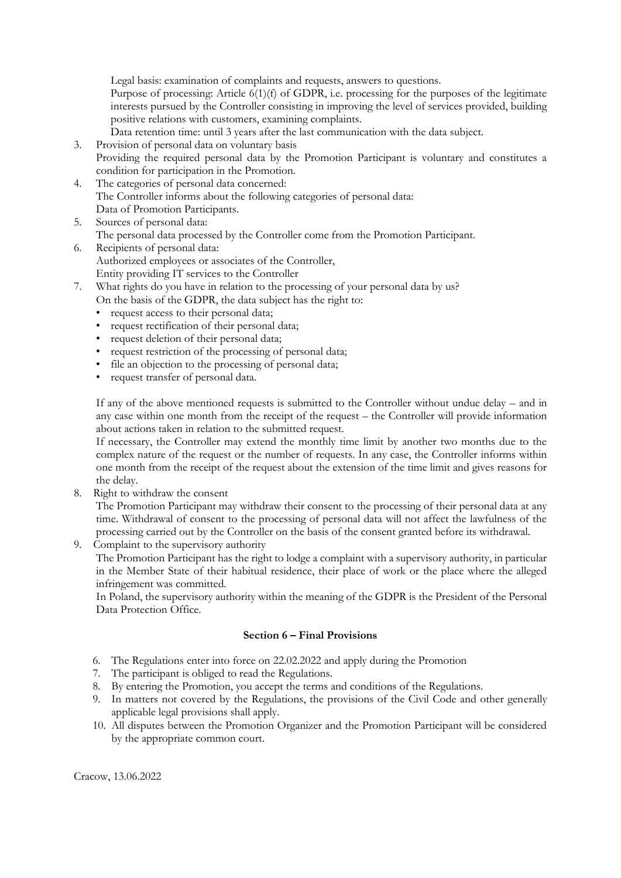Legal basis: examination of complaints and requests, answers to questions.
Purpose of processing: Article 6(1)(f) of GDPR, i.e. processing for the purposes of the legitimate interests pursued by the Controller consisting in improving the level of services provided, building positive relations with customers, examining complaints.
Data retention time: until 3 years after the last communication with the data subject.

3. Provision of personal data on voluntary basis
   Providing the required personal data by the Promotion Participant is voluntary and constitutes a condition for participation in the Promotion.
4. The categories of personal data concerned:
   The Controller informs about the following categories of personal data:
   Data of Promotion Participants.
5. Sources of personal data:
   The personal data processed by the Controller come from the Promotion Participant.
6. Recipients of personal data:
   Authorized employees or associates of the Controller,
   Entity providing IT services to the Controller
7. What rights do you have in relation to the processing of your personal data by us?
   On the basis of the GDPR, the data subject has the right to:
   - request access to their personal data;
   - request rectification of their personal data;
   - request deletion of their personal data;
   - request restriction of the processing of personal data;
   - file an objection to the processing of personal data;
   - request transfer of personal data.

   If any of the above mentioned requests is submitted to the Controller without undue delay – and in any case within one month from the receipt of the request – the Controller will provide information about actions taken in relation to the submitted request.
   If necessary, the Controller may extend the monthly time limit by another two months due to the complex nature of the request or the number of requests. In any case, the Controller informs within one month from the receipt of the request about the extension of the time limit and gives reasons for the delay.
8. Right to withdraw the consent
   The Promotion Participant may withdraw their consent to the processing of their personal data at any time. Withdrawal of consent to the processing of personal data will not affect the lawfulness of the processing carried out by the Controller on the basis of the consent granted before its withdrawal.
9. Complaint to the supervisory authority
   The Promotion Participant has the right to lodge a complaint with a supervisory authority, in particular in the Member State of their habitual residence, their place of work or the place where the alleged infringement was committed.
   In Poland, the supervisory authority within the meaning of the GDPR is the President of the Personal Data Protection Office.

**Section 6 – Final Provisions**

6. The Regulations enter into force on 22.02.2022 and apply during the Promotion
7. The participant is obliged to read the Regulations.
8. By entering the Promotion, you accept the terms and conditions of the Regulations.
9. In matters not covered by the Regulations, the provisions of the Civil Code and other generally applicable legal provisions shall apply.
10. All disputes between the Promotion Organizer and the Promotion Participant will be considered by the appropriate common court.

Cracow, 13.06.2022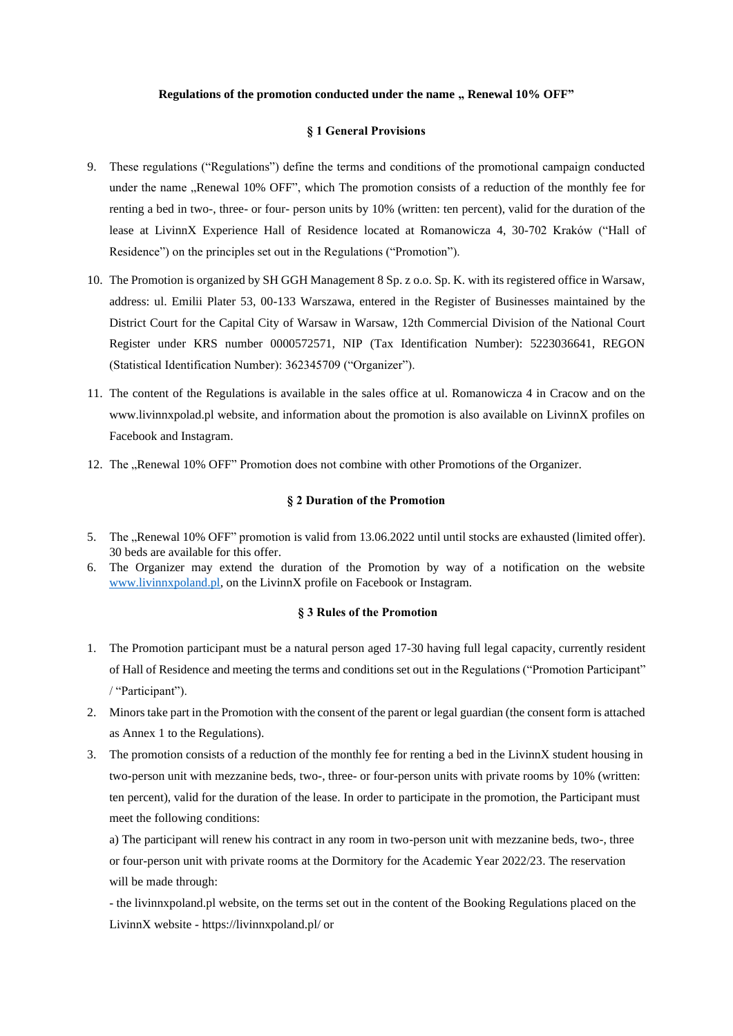**Regulations of the promotion conducted under the name „ Renewal 10% OFF"**

**§ 1 General Provisions**

9. These regulations ("Regulations") define the terms and conditions of the promotional campaign conducted under the name „Renewal 10% OFF", which The promotion consists of a reduction of the monthly fee for renting a bed in two-, three- or four- person units by 10% (written: ten percent), valid for the duration of the lease at LivinnX Experience Hall of Residence located at Romanowicza 4, 30-702 Kraków ("Hall of Residence") on the principles set out in the Regulations ("Promotion").
10. The Promotion is organized by SH GGH Management 8 Sp. z o.o. Sp. K. with its registered office in Warsaw, address: ul. Emilii Plater 53, 00-133 Warszawa, entered in the Register of Businesses maintained by the District Court for the Capital City of Warsaw in Warsaw, 12th Commercial Division of the National Court Register under KRS number 0000572571, NIP (Tax Identification Number): 5223036641, REGON (Statistical Identification Number): 362345709 ("Organizer").
11. The content of the Regulations is available in the sales office at ul. Romanowicza 4 in Cracow and on the www.livinnxpolad.pl website, and information about the promotion is also available on LivinnX profiles on Facebook and Instagram.
12. The „Renewal 10% OFF" Promotion does not combine with other Promotions of the Organizer.

**§ 2 Duration of the Promotion**

5. The „Renewal 10% OFF" promotion is valid from 13.06.2022 until until stocks are exhausted (limited offer). 30 beds are available for this offer.
6. The Organizer may extend the duration of the Promotion by way of a notification on the website www.livinnxpoland.pl, on the LivinnX profile on Facebook or Instagram.

**§ 3 Rules of the Promotion**

1. The Promotion participant must be a natural person aged 17-30 having full legal capacity, currently resident of Hall of Residence and meeting the terms and conditions set out in the Regulations ("Promotion Participant" / "Participant").
2. Minors take part in the Promotion with the consent of the parent or legal guardian (the consent form is attached as Annex 1 to the Regulations).
3. The promotion consists of a reduction of the monthly fee for renting a bed in the LivinnX student housing in two-person unit with mezzanine beds, two-, three- or four-person units with private rooms by 10% (written: ten percent), valid for the duration of the lease. In order to participate in the promotion, the Participant must meet the following conditions:

   a) The participant will renew his contract in any room in two-person unit with mezzanine beds, two-, three or four-person unit with private rooms at the Dormitory for the Academic Year 2022/23. The reservation will be made through:

   - the livinnxpoland.pl website, on the terms set out in the content of the Booking Regulations placed on the LivinnX website - https://livinnxpoland.pl/ or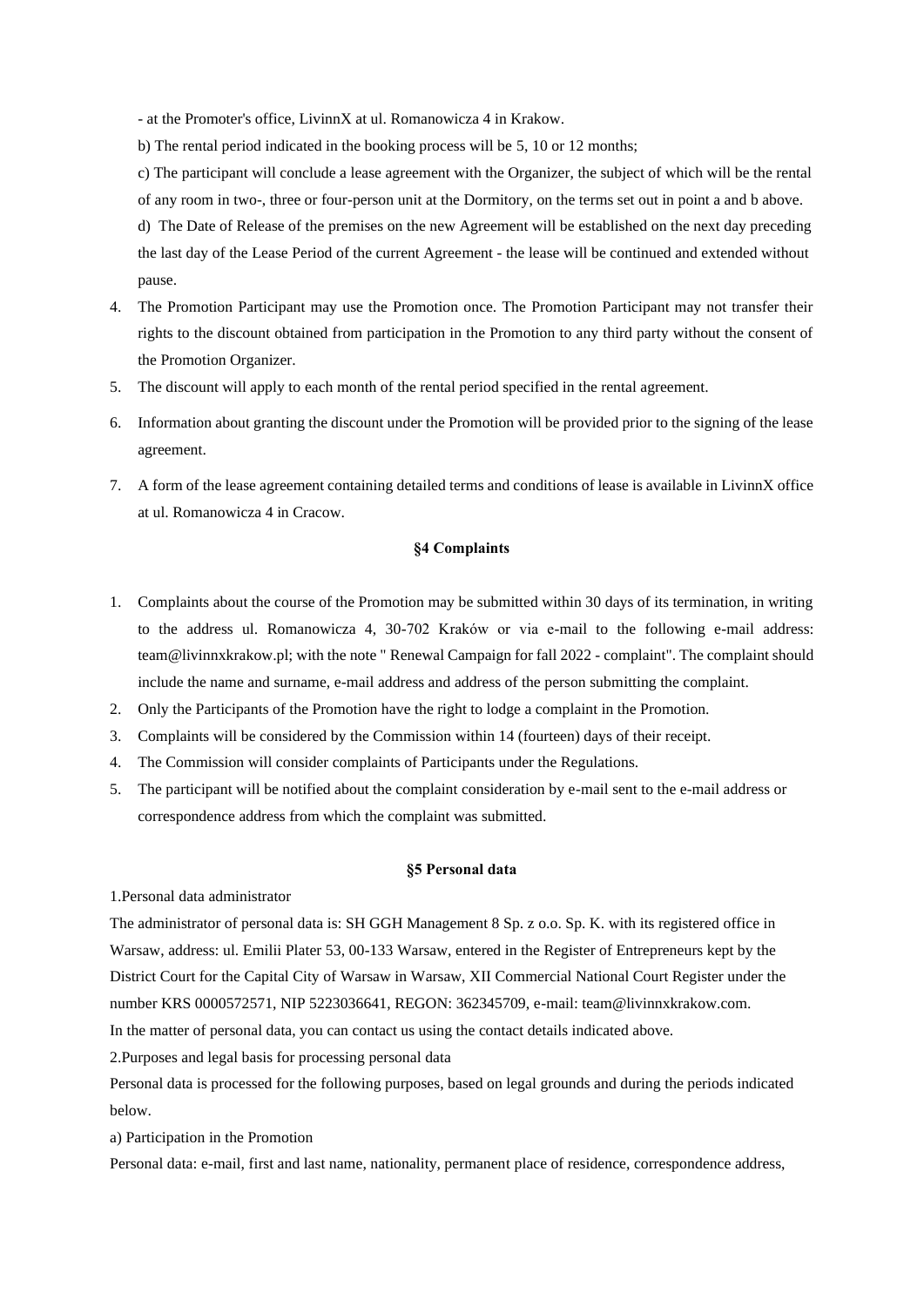- at the Promoter's office, LivinnX at ul. Romanowicza 4 in Krakow.

b) The rental period indicated in the booking process will be 5, 10 or 12 months;

c) The participant will conclude a lease agreement with the Organizer, the subject of which will be the rental of any room in two-, three or four-person unit at the Dormitory, on the terms set out in point a and b above.

d) The Date of Release of the premises on the new Agreement will be established on the next day preceding the last day of the Lease Period of the current Agreement - the lease will be continued and extended without pause.

4. The Promotion Participant may use the Promotion once. The Promotion Participant may not transfer their rights to the discount obtained from participation in the Promotion to any third party without the consent of the Promotion Organizer.
5. The discount will apply to each month of the rental period specified in the rental agreement.
6. Information about granting the discount under the Promotion will be provided prior to the signing of the lease agreement.
7. A form of the lease agreement containing detailed terms and conditions of lease is available in LivinnX office at ul. Romanowicza 4 in Cracow.

### §4 Complaints

1. Complaints about the course of the Promotion may be submitted within 30 days of its termination, in writing to the address ul. Romanowicza 4, 30-702 Kraków or via e-mail to the following e-mail address: team@livinnxkrakow.pl; with the note " Renewal Campaign for fall 2022 - complaint". The complaint should include the name and surname, e-mail address and address of the person submitting the complaint.
2. Only the Participants of the Promotion have the right to lodge a complaint in the Promotion.
3. Complaints will be considered by the Commission within 14 (fourteen) days of their receipt.
4. The Commission will consider complaints of Participants under the Regulations.
5. The participant will be notified about the complaint consideration by e-mail sent to the e-mail address or correspondence address from which the complaint was submitted.

### §5 Personal data

1.Personal data administrator

The administrator of personal data is: SH GGH Management 8 Sp. z o.o. Sp. K. with its registered office in Warsaw, address: ul. Emilii Plater 53, 00-133 Warsaw, entered in the Register of Entrepreneurs kept by the District Court for the Capital City of Warsaw in Warsaw, XII Commercial National Court Register under the number KRS 0000572571, NIP 5223036641, REGON: 362345709, e-mail: team@livinnxkrakow.com.

In the matter of personal data, you can contact us using the contact details indicated above.

2.Purposes and legal basis for processing personal data

Personal data is processed for the following purposes, based on legal grounds and during the periods indicated below.

a) Participation in the Promotion

Personal data: e-mail, first and last name, nationality, permanent place of residence, correspondence address,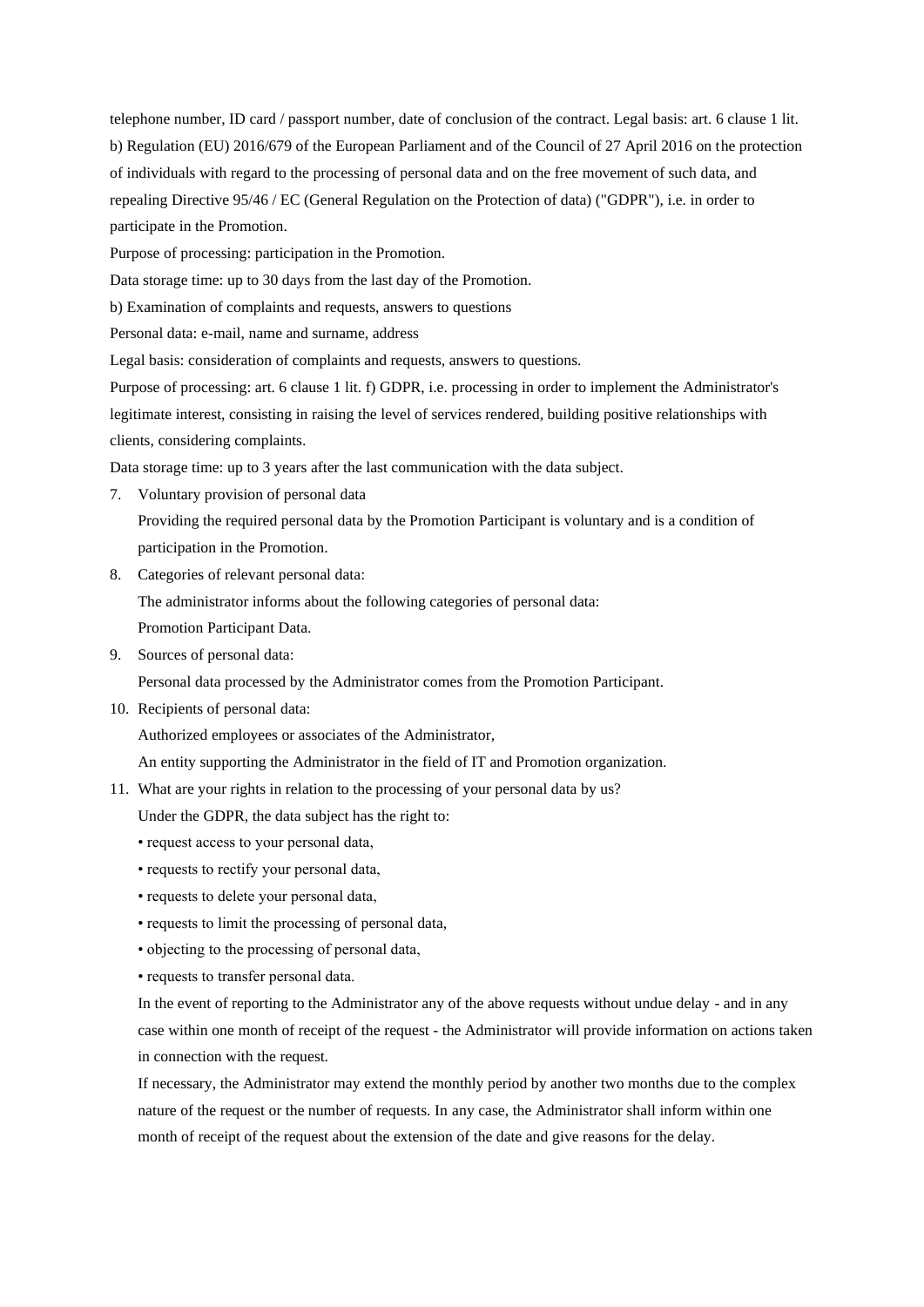telephone number, ID card / passport number, date of conclusion of the contract. Legal basis: art. 6 clause 1 lit. b) Regulation (EU) 2016/679 of the European Parliament and of the Council of 27 April 2016 on the protection of individuals with regard to the processing of personal data and on the free movement of such data, and repealing Directive 95/46 / EC (General Regulation on the Protection of data) ("GDPR"), i.e. in order to participate in the Promotion.

Purpose of processing: participation in the Promotion.

Data storage time: up to 30 days from the last day of the Promotion.

b) Examination of complaints and requests, answers to questions

Personal data: e-mail, name and surname, address

Legal basis: consideration of complaints and requests, answers to questions.

Purpose of processing: art. 6 clause 1 lit. f) GDPR, i.e. processing in order to implement the Administrator's legitimate interest, consisting in raising the level of services rendered, building positive relationships with clients, considering complaints.

Data storage time: up to 3 years after the last communication with the data subject.

7. Voluntary provision of personal data

   Providing the required personal data by the Promotion Participant is voluntary and is a condition of participation in the Promotion.

8. Categories of relevant personal data:

   The administrator informs about the following categories of personal data:

   Promotion Participant Data.

9. Sources of personal data:

   Personal data processed by the Administrator comes from the Promotion Participant.

10. Recipients of personal data:

    Authorized employees or associates of the Administrator,

    An entity supporting the Administrator in the field of IT and Promotion organization.

11. What are your rights in relation to the processing of your personal data by us?

    Under the GDPR, the data subject has the right to:

    • request access to your personal data,

    • requests to rectify your personal data,

    • requests to delete your personal data,

    • requests to limit the processing of personal data,

    • objecting to the processing of personal data,

    • requests to transfer personal data.

    In the event of reporting to the Administrator any of the above requests without undue delay - and in any case within one month of receipt of the request - the Administrator will provide information on actions taken in connection with the request.

    If necessary, the Administrator may extend the monthly period by another two months due to the complex nature of the request or the number of requests. In any case, the Administrator shall inform within one month of receipt of the request about the extension of the date and give reasons for the delay.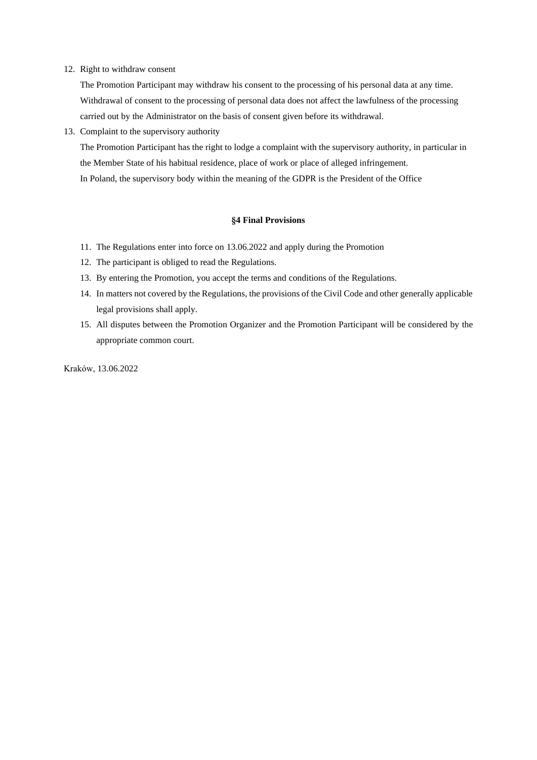12. Right to withdraw consent

    The Promotion Participant may withdraw his consent to the processing of his personal data at any time. Withdrawal of consent to the processing of personal data does not affect the lawfulness of the processing carried out by the Administrator on the basis of consent given before its withdrawal.

13. Complaint to the supervisory authority

    The Promotion Participant has the right to lodge a complaint with the supervisory authority, in particular in the Member State of his habitual residence, place of work or place of alleged infringement.
    In Poland, the supervisory body within the meaning of the GDPR is the President of the Office

**§4 Final Provisions**

11. The Regulations enter into force on 13.06.2022 and apply during the Promotion
12. The participant is obliged to read the Regulations.
13. By entering the Promotion, you accept the terms and conditions of the Regulations.
14. In matters not covered by the Regulations, the provisions of the Civil Code and other generally applicable legal provisions shall apply.
15. All disputes between the Promotion Organizer and the Promotion Participant will be considered by the appropriate common court.

Kraków, 13.06.2022